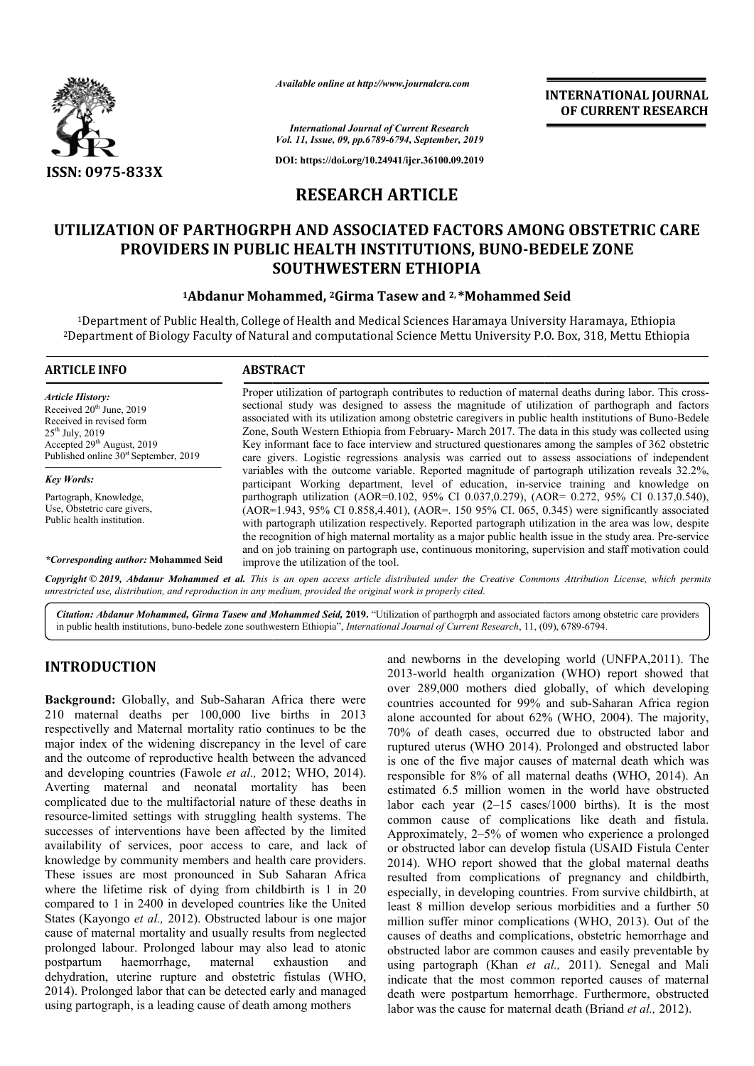# RESEARCH ARTICLE

# UTILIZATION OF PARTHOGRPH AND ASSOCIATED FACTORS AMONG OBSTETRIC CARE PROVIDERS IN PUBLIC HEALTH INSTITUTIONS, BUNO-BEDELE ZONE SOUTHWESTERN ETHIOPIA

**[1]Abdanur Mohammed, [2]Girma Tasew and [2,]*Mohammed Seid**

[1]Department of Public Health, College of Health and Medical Sciences Haramaya University Haramaya, Ethiopia
[2]Department of Biology Faculty of Natural and computational Science Mettu University P.O. Box, 318, Mettu Ethiopia

## ARTICLE INFO

*Article History:*
Received 20th June, 2019
Received in revised form
25th July, 2019
Accepted 29th August, 2019
Published online 30st September, 2019

*Key Words:*
Partograph, Knowledge, Use, Obstetric care givers, Public health institution.

**\*Corresponding author: Mohammed Seid**

## ABSTRACT

Proper utilization of partograph contributes to reduction of maternal deaths during labor. This cross-sectional study was designed to assess the magnitude of utilization of parthograph and factors associated with its utilization among obstetric caregivers in public health institutions of Buno-Bedele Zone, South Western Ethiopia from February- March 2017. The data in this study was collected using Key informant face to face interview and structured questionares among the samples of 362 obstetric care givers. Logistic regressions analysis was carried out to assess associations of independent variables with the outcome variable. Reported magnitude of partograph utilization reveals 32.2%, participant Working department, level of education, in-service training and knowledge on parthograph utilization (AOR=0.102, 95% CI 0.037,0.279), (AOR= 0.272, 95% CI 0.137,0.540), (AOR=1.943, 95% CI 0.858,4.401), (AOR=. 150 95% CI. 065, 0.345) were significantly associated with partograph utilization respectively. Reported partograph utilization in the area was low, despite the recognition of high maternal mortality as a major public health issue in the study area. Pre-service and on job training on partograph use, continuous monitoring, supervision and staff motivation could improve the utilization of the tool.

*Copyright © 2019, Abdanur Mohammed et al. This is an open access article distributed under the Creative Commons Attribution License, which permits unrestricted use, distribution, and reproduction in any medium, provided the original work is properly cited.*

*Citation: Abdanur Mohammed, Girma Tasew and Mohammed Seid,* **2019.** "Utilization of parthogrph and associated factors among obstetric care providers in public health institutions, buno-bedele zone southwestern Ethiopia", *International Journal of Current Research*, 11, (09), 6789-6794.

## INTRODUCTION

**Background:** Globally, and Sub-Saharan Africa there were 210 maternal deaths per 100,000 live births in 2013 respectivelly and Maternal mortality ratio continues to be the major index of the widening discrepancy in the level of care and the outcome of reproductive health between the advanced and developing countries (Fawole *et al.,* 2012; WHO, 2014). Averting maternal and neonatal mortality has been complicated due to the multifactorial nature of these deaths in resource-limited settings with struggling health systems. The successes of interventions have been affected by the limited availability of services, poor access to care, and lack of knowledge by community members and health care providers. These issues are most pronounced in Sub Saharan Africa where the lifetime risk of dying from childbirth is 1 in 20 compared to 1 in 2400 in developed countries like the United States (Kayongo *et al.,* 2012). Obstructed labour is one major cause of maternal mortality and usually results from neglected prolonged labour. Prolonged labour may also lead to atonic postpartum haemorrhage, maternal exhaustion and dehydration, uterine rupture and obstetric fistulas (WHO, 2014). Prolonged labor that can be detected early and managed using partograph, is a leading cause of death among mothers and newborns in the developing world (UNFPA,2011). The 2013-world health organization (WHO) report showed that over 289,000 mothers died globally, of which developing countries accounted for 99% and sub-Saharan Africa region alone accounted for about 62% (WHO, 2004). The majority, 70% of death cases, occurred due to obstructed labor and ruptured uterus (WHO 2014). Prolonged and obstructed labor is one of the five major causes of maternal death which was responsible for 8% of all maternal deaths (WHO, 2014). An estimated 6.5 million women in the world have obstructed labor each year (2–15 cases/1000 births). It is the most common cause of complications like death and fistula. Approximately, 2–5% of women who experience a prolonged or obstructed labor can develop fistula (USAID Fistula Center 2014). WHO report showed that the global maternal deaths resulted from complications of pregnancy and childbirth, especially, in developing countries. From survive childbirth, at least 8 million develop serious morbidities and a further 50 million suffer minor complications (WHO, 2013). Out of the causes of deaths and complications, obstetric hemorrhage and obstructed labor are common causes and easily preventable by using partograph (Khan *et al.,* 2011). Senegal and Mali indicate that the most common reported causes of maternal death were postpartum hemorrhage. Furthermore, obstructed labor was the cause for maternal death (Briand *et al.,* 2012).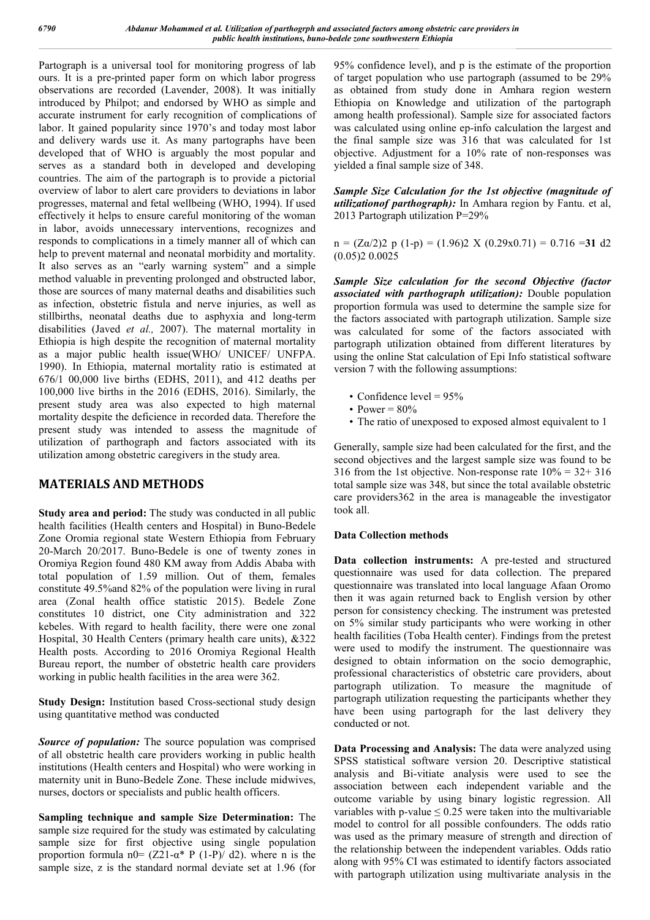Partograph is a universal tool for monitoring progress of lab ours. It is a pre-printed paper form on which labor progress observations are recorded (Lavender, 2008). It was initially introduced by Philpot; and endorsed by WHO as simple and accurate instrument for early recognition of complications of labor. It gained popularity since 1970's and today most labor and delivery wards use it. As many partographs have been developed that of WHO is arguably the most popular and serves as a standard both in developed and developing countries. The aim of the partograph is to provide a pictorial overview of labor to alert care providers to deviations in labor progresses, maternal and fetal wellbeing (WHO, 1994). If used effectively it helps to ensure careful monitoring of the woman in labor, avoids unnecessary interventions, recognizes and responds to complications in a timely manner all of which can help to prevent maternal and neonatal morbidity and mortality. It also serves as an "early warning system" and a simple method valuable in preventing prolonged and obstructed labor, those are sources of many maternal deaths and disabilities such as infection, obstetric fistula and nerve injuries, as well as stillbirths, neonatal deaths due to asphyxia and long-term disabilities (Javed *et al.,* 2007). The maternal mortality in Ethiopia is high despite the recognition of maternal mortality as a major public health issue(WHO/ UNICEF/ UNFPA. 1990). In Ethiopia, maternal mortality ratio is estimated at 676/1 00,000 live births (EDHS, 2011), and 412 deaths per 100,000 live births in the 2016 (EDHS, 2016). Similarly, the present study area was also expected to high maternal mortality despite the deficience in recorded data. Therefore the present study was intended to assess the magnitude of utilization of parthograph and factors associated with its utilization among obstetric caregivers in the study area.

# MATERIALS AND METHODS

**Study area and period:** The study was conducted in all public health facilities (Health centers and Hospital) in Buno-Bedele Zone Oromia regional state Western Ethiopia from February 20-March 20/2017. Buno-Bedele is one of twenty zones in Oromiya Region found 480 KM away from Addis Ababa with total population of 1.59 million. Out of them, females constitute 49.5%and 82% of the population were living in rural area (Zonal health office statistic 2015). Bedele Zone constitutes 10 district, one City administration and 322 kebeles. With regard to health facility, there were one zonal Hospital, 30 Health Centers (primary health care units), &322 Health posts. According to 2016 Oromiya Regional Health Bureau report, the number of obstetric health care providers working in public health facilities in the area were 362.

**Study Design:** Institution based Cross-sectional study design using quantitative method was conducted

***Source of population:*** The source population was comprised of all obstetric health care providers working in public health institutions (Health centers and Hospital) who were working in maternity unit in Buno-Bedele Zone. These include midwives, nurses, doctors or specialists and public health officers.

**Sampling technique and sample Size Determination:** The sample size required for the study was estimated by calculating sample size for first objective using single population proportion formula n0= (Z21-α* P (1-P)/ d2). where n is the sample size, z is the standard normal deviate set at 1.96 (for 95% confidence level), and p is the estimate of the proportion of target population who use partograph (assumed to be 29% as obtained from study done in Amhara region western Ethiopia on Knowledge and utilization of the partograph among health professional). Sample size for associated factors was calculated using online ep-info calculation the largest and the final sample size was 316 that was calculated for 1st objective. Adjustment for a 10% rate of non-responses was yielded a final sample size of 348.

***Sample Size Calculation for the 1st objective (magnitude of utilizationof parthograph):*** In Amhara region by Fantu. et al, 2013 Partograph utilization P=29%

n = (Zα/2)2 p (1-p) = (1.96)2 X (0.29x0.71) = 0.716 =**31** d2 (0.05)2 0.0025

***Sample Size calculation for the second Objective (factor associated with parthograph utilization):*** Double population proportion formula was used to determine the sample size for the factors associated with partograph utilization. Sample size was calculated for some of the factors associated with partograph utilization obtained from different literatures by using the online Stat calculation of Epi Info statistical software version 7 with the following assumptions:

- Confidence level = 95%
- Power = 80%
- The ratio of unexposed to exposed almost equivalent to 1

Generally, sample size had been calculated for the first, and the second objectives and the largest sample size was found to be 316 from the 1st objective. Non-response rate 10% = 32+ 316 total sample size was 348, but since the total available obstetric care providers362 in the area is manageable the investigator took all.

## Data Collection methods

**Data collection instruments:** A pre-tested and structured questionnaire was used for data collection. The prepared questionnaire was translated into local language Afaan Oromo then it was again returned back to English version by other person for consistency checking. The instrument was pretested on 5% similar study participants who were working in other health facilities (Toba Health center). Findings from the pretest were used to modify the instrument. The questionnaire was designed to obtain information on the socio demographic, professional characteristics of obstetric care providers, about partograph utilization. To measure the magnitude of partograph utilization requesting the participants whether they have been using partograph for the last delivery they conducted or not.

**Data Processing and Analysis:** The data were analyzed using SPSS statistical software version 20. Descriptive statistical analysis and Bi-vitiate analysis were used to see the association between each independent variable and the outcome variable by using binary logistic regression. All variables with p-value ≤ 0.25 were taken into the multivariable model to control for all possible confounders. The odds ratio was used as the primary measure of strength and direction of the relationship between the independent variables. Odds ratio along with 95% CI was estimated to identify factors associated with partograph utilization using multivariate analysis in the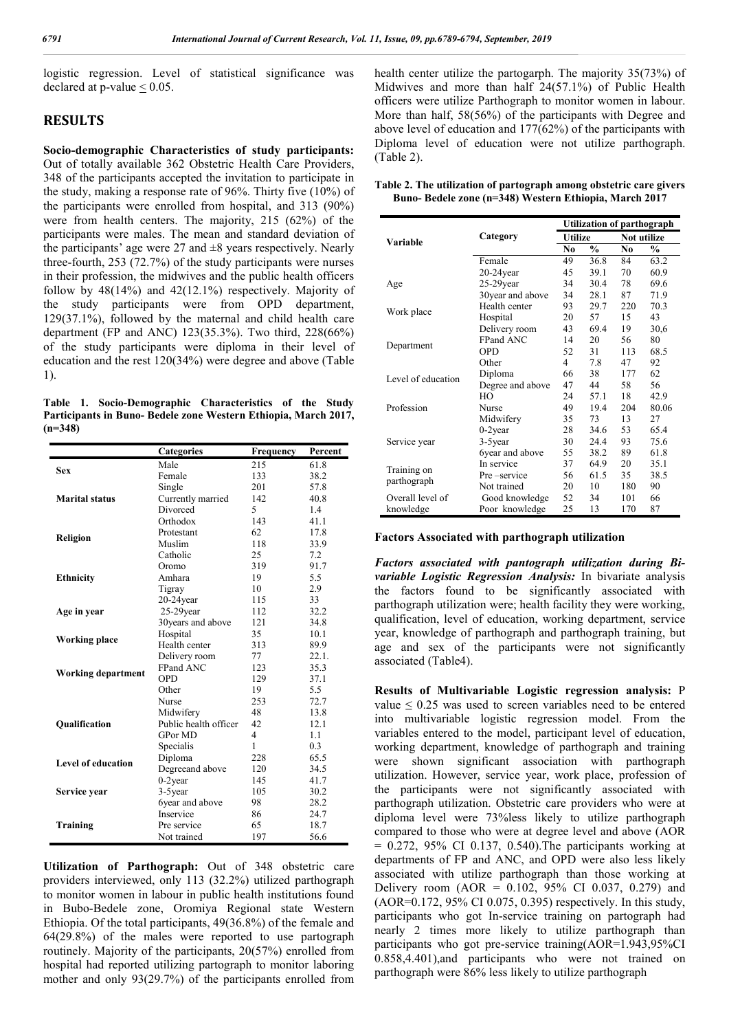logistic regression. Level of statistical significance was declared at p-value ≤ 0.05.

# RESULTS

**Socio-demographic Characteristics of study participants:** Out of totally available 362 Obstetric Health Care Providers, 348 of the participants accepted the invitation to participate in the study, making a response rate of 96%. Thirty five (10%) of the participants were enrolled from hospital, and 313 (90%) were from health centers. The majority, 215 (62%) of the participants were males. The mean and standard deviation of the participants' age were 27 and ±8 years respectively. Nearly three-fourth, 253 (72.7%) of the study participants were nurses in their profession, the midwives and the public health officers follow by 48(14%) and 42(12.1%) respectively. Majority of the study participants were from OPD department, 129(37.1%), followed by the maternal and child health care department (FP and ANC) 123(35.3%). Two third, 228(66%) of the study participants were diploma in their level of education and the rest 120(34%) were degree and above (Table 1).

**Table 1. Socio-Demographic Characteristics of the Study Participants in Buno- Bedele zone Western Ethiopia, March 2017, (n=348)**

| | Categories | Frequency | Percent |
|---|---|---|---|
| **Sex** | Male | 215 | 61.8 |
| | Female | 133 | 38.2 |
| **Marital status** | Single | 201 | 57.8 |
| | Currently married | 142 | 40.8 |
| | Divorced | 5 | 1.4 |
| **Religion** | Orthodox | 143 | 41.1 |
| | Protestant | 62 | 17.8 |
| | Muslim | 118 | 33.9 |
| | Catholic | 25 | 7.2 |
| **Ethnicity** | Oromo | 319 | 91.7 |
| | Amhara | 19 | 5.5 |
| | Tigray | 10 | 2.9 |
| **Age in year** | 20-24year | 115 | 33 |
| | 25-29year | 112 | 32.2 |
| | 30years and above | 121 | 34.8 |
| **Working place** | Hospital | 35 | 10.1 |
| | Health center | 313 | 89.9 |
| **Working department** | Delivery room | 77 | 22.1. |
| | FPand ANC | 123 | 35.3 |
| | OPD | 129 | 37.1 |
| | Other | 19 | 5.5 |
| **Qualification** | Nurse | 253 | 72.7 |
| | Midwifery | 48 | 13.8 |
| | Public health officer | 42 | 12.1 |
| | GPor MD | 4 | 1.1 |
| | Specialis | 1 | 0.3 |
| **Level of education** | Diploma | 228 | 65.5 |
| | Degreeand above | 120 | 34.5 |
| **Service year** | 0-2year | 145 | 41.7 |
| | 3-5year | 105 | 30.2 |
| | 6year and above | 98 | 28.2 |
| **Training** | Inservice | 86 | 24.7 |
| | Pre service | 65 | 18.7 |
| | Not trained | 197 | 56.6 |

**Utilization of Parthograph:** Out of 348 obstetric care providers interviewed, only 113 (32.2%) utilized parthograph to monitor women in labour in public health institutions found in Bubo-Bedele zone, Oromiya Regional state Western Ethiopia. Of the total participants, 49(36.8%) of the female and 64(29.8%) of the males were reported to use partograph routinely. Majority of the participants, 20(57%) enrolled from hospital had reported utilizing partograph to monitor laboring mother and only 93(29.7%) of the participants enrolled from health center utilize the partogarph. The majority 35(73%) of Midwives and more than half 24(57.1%) of Public Health officers were utilize Parthograph to monitor women in labour. More than half, 58(56%) of the participants with Degree and above level of education and 177(62%) of the participants with Diploma level of education were not utilize parthograph. (Table 2).

**Table 2. The utilization of partograph among obstetric care givers Buno- Bedele zone (n=348) Western Ethiopia, March 2017**

| Variable | Category | Utilization of parthograph | | | |
|---|---|---|---|---|---|
| | | Utilize | | Not utilize | |
| | | No | % | No | % |
| | Female | 49 | 36.8 | 84 | 63.2 |
| Age | 20-24year | 45 | 39.1 | 70 | 60.9 |
| | 25-29year | 34 | 30.4 | 78 | 69.6 |
| | 30year and above | 34 | 28.1 | 87 | 71.9 |
| Work place | Health center | 93 | 29.7 | 220 | 70.3 |
| | Hospital | 20 | 57 | 15 | 43 |
| Department | Delivery room | 43 | 69.4 | 19 | 30,6 |
| | FPand ANC | 14 | 20 | 56 | 80 |
| | OPD | 52 | 31 | 113 | 68.5 |
| | Other | 4 | 7.8 | 47 | 92 |
| Level of education | Diploma | 66 | 38 | 177 | 62 |
| | Degree and above | 47 | 44 | 58 | 56 |
| Profession | HO | 24 | 57.1 | 18 | 42.9 |
| | Nurse | 49 | 19.4 | 204 | 80.06 |
| | Midwifery | 35 | 73 | 13 | 27 |
| Service year | 0-2year | 28 | 34.6 | 53 | 65.4 |
| | 3-5year | 30 | 24.4 | 93 | 75.6 |
| | 6year and above | 55 | 38.2 | 89 | 61.8 |
| Training on parthograph | In service | 37 | 64.9 | 20 | 35.1 |
| | Pre –service | 56 | 61.5 | 35 | 38.5 |
| | Not trained | 20 | 10 | 180 | 90 |
| Overall level of knowledge | Good knowledge | 52 | 34 | 101 | 66 |
| | Poor knowledge | 25 | 13 | 170 | 87 |

## Factors Associated with parthograph utilization

***Factors associated with pantograph utilization during Bi-variable Logistic Regression Analysis:*** In bivariate analysis the factors found to be significantly associated with parthograph utilization were; health facility they were working, qualification, level of education, working department, service year, knowledge of parthograph and parthograph training, but age and sex of the participants were not significantly associated (Table4).

**Results of Multivariable Logistic regression analysis:** P value ≤ 0.25 was used to screen variables need to be entered into multivariable logistic regression model. From the variables entered to the model, participant level of education, working department, knowledge of parthograph and training were shown significant association with parthograph utilization. However, service year, work place, profession of the participants were not significantly associated with parthograph utilization. Obstetric care providers who were at diploma level were 73%less likely to utilize parthograph compared to those who were at degree level and above (AOR = 0.272, 95% CI 0.137, 0.540).The participants working at departments of FP and ANC, and OPD were also less likely associated with utilize parthograph than those working at Delivery room (AOR = 0.102, 95% CI 0.037, 0.279) and (AOR=0.172, 95% CI 0.075, 0.395) respectively. In this study, participants who got In-service training on partograph had nearly 2 times more likely to utilize parthograph than participants who got pre-service training(AOR=1.943,95%CI 0.858,4.401),and participants who were not trained on parthograph were 86% less likely to utilize parthograph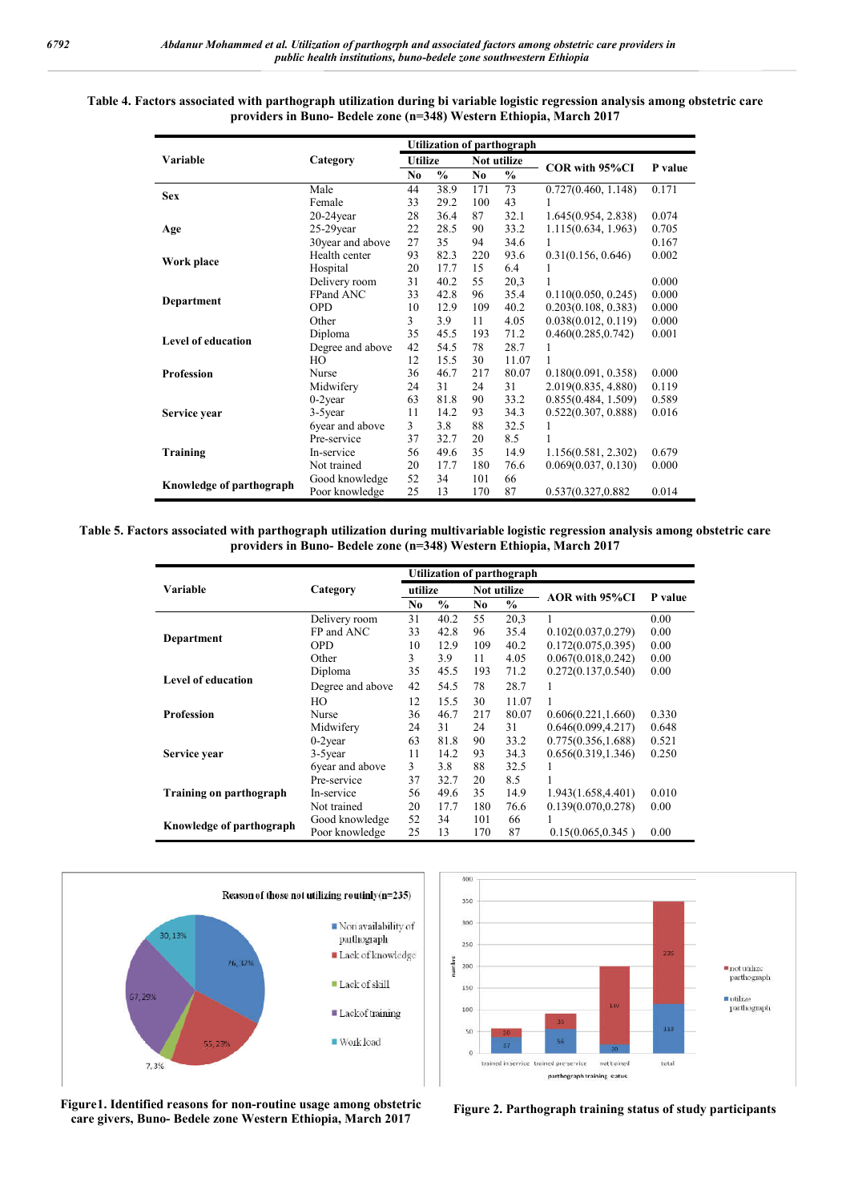**Table 4. Factors associated with parthograph utilization during bi variable logistic regression analysis among obstetric care providers in Buno- Bedele zone (n=348) Western Ethiopia, March 2017**

| Variable | Category | Utilization of parthograph | | | | COR with 95%CI | P value |
|---|---|---|---|---|---|---|---|
| | | Utilize | | Not utilize | | | |
| | | No | % | No | % | | |
| Sex | Male | 44 | 38.9 | 171 | 73 | 0.727(0.460, 1.148) | 0.171 |
| | Female | 33 | 29.2 | 100 | 43 | 1 | |
| Age | 20-24year | 28 | 36.4 | 87 | 32.1 | 1.645(0.954, 2.838) | 0.074 |
| | 25-29year | 22 | 28.5 | 90 | 33.2 | 1.115(0.634, 1.963) | 0.705 |
| | 30year and above | 27 | 35 | 94 | 34.6 | 1 | 0.167 |
| Work place | Health center | 93 | 82.3 | 220 | 93.6 | 0.31(0.156, 0.646) | 0.002 |
| | Hospital | 20 | 17.7 | 15 | 6.4 | 1 | |
| Department | Delivery room | 31 | 40.2 | 55 | 20,3 | 1 | 0.000 |
| | FPand ANC | 33 | 42.8 | 96 | 35.4 | 0.110(0.050, 0.245) | 0.000 |
| | OPD | 10 | 12.9 | 109 | 40.2 | 0.203(0.108, 0.383) | 0.000 |
| | Other | 3 | 3.9 | 11 | 4.05 | 0.038(0.012, 0.119) | 0.000 |
| Level of education | Diploma | 35 | 45.5 | 193 | 71.2 | 0.460(0.285,0.742) | 0.001 |
| | Degree and above | 42 | 54.5 | 78 | 28.7 | 1 | |
| Profession | HO | 12 | 15.5 | 30 | 11.07 | 1 | |
| | Nurse | 36 | 46.7 | 217 | 80.07 | 0.180(0.091, 0.358) | 0.000 |
| | Midwifery | 24 | 31 | 24 | 31 | 2.019(0.835, 4.880) | 0.119 |
| Service year | 0-2year | 63 | 81.8 | 90 | 33.2 | 0.855(0.484, 1.509) | 0.589 |
| | 3-5year | 11 | 14.2 | 93 | 34.3 | 0.522(0.307, 0.888) | 0.016 |
| | 6year and above | 3 | 3.8 | 88 | 32.5 | 1 | |
| Training | Pre-service | 37 | 32.7 | 20 | 8.5 | 1 | |
| | In-service | 56 | 49.6 | 35 | 14.9 | 1.156(0.581, 2.302) | 0.679 |
| | Not trained | 20 | 17.7 | 180 | 76.6 | 0.069(0.037, 0.130) | 0.000 |
| Knowledge of parthograph | Good knowledge | 52 | 34 | 101 | 66 | | |
| | Poor knowledge | 25 | 13 | 170 | 87 | 0.537(0.327,0.882 | 0.014 |

**Table 5. Factors associated with parthograph utilization during multivariable logistic regression analysis among obstetric care providers in Buno- Bedele zone (n=348) Western Ethiopia, March 2017**

| Variable | Category | Utilization of parthograph | | | | AOR with 95%CI | P value |
|---|---|---|---|---|---|---|---|
| | | utilize | | Not utilize | | | |
| | | No | % | No | % | | |
| Department | Delivery room | 31 | 40.2 | 55 | 20,3 | 1 | 0.00 |
| | FP and ANC | 33 | 42.8 | 96 | 35.4 | 0.102(0.037,0.279) | 0.00 |
| | OPD | 10 | 12.9 | 109 | 40.2 | 0.172(0.075,0.395) | 0.00 |
| | Other | 3 | 3.9 | 11 | 4.05 | 0.067(0.018,0.242) | 0.00 |
| Level of education | Diploma | 35 | 45.5 | 193 | 71.2 | 0.272(0.137,0.540) | 0.00 |
| | Degree and above | 42 | 54.5 | 78 | 28.7 | 1 | |
| Profession | HO | 12 | 15.5 | 30 | 11.07 | 1 | |
| | Nurse | 36 | 46.7 | 217 | 80.07 | 0.606(0.221,1.660) | 0.330 |
| | Midwifery | 24 | 31 | 24 | 31 | 0.646(0.099,4.217) | 0.648 |
| Service year | 0-2year | 63 | 81.8 | 90 | 33.2 | 0.775(0.356,1.688) | 0.521 |
| | 3-5year | 11 | 14.2 | 93 | 34.3 | 0.656(0.319,1.346) | 0.250 |
| | 6year and above | 3 | 3.8 | 88 | 32.5 | 1 | |
| Training on parthograph | Pre-service | 37 | 32.7 | 20 | 8.5 | 1 | |
| | In-service | 56 | 49.6 | 35 | 14.9 | 1.943(1.658,4.401) | 0.010 |
| | Not trained | 20 | 17.7 | 180 | 76.6 | 0.139(0.070,0.278) | 0.00 |
| Knowledge of parthograph | Good knowledge | 52 | 34 | 101 | 66 | 1 | |
| | Poor knowledge | 25 | 13 | 170 | 87 | 0.15(0.065,0.345 ) | 0.00 |

**Figure1. Identified reasons for non-routine usage among obstetric care givers, Buno- Bedele zone Western Ethiopia, March 2017**

**Figure 2. Parthograph training status of study participants**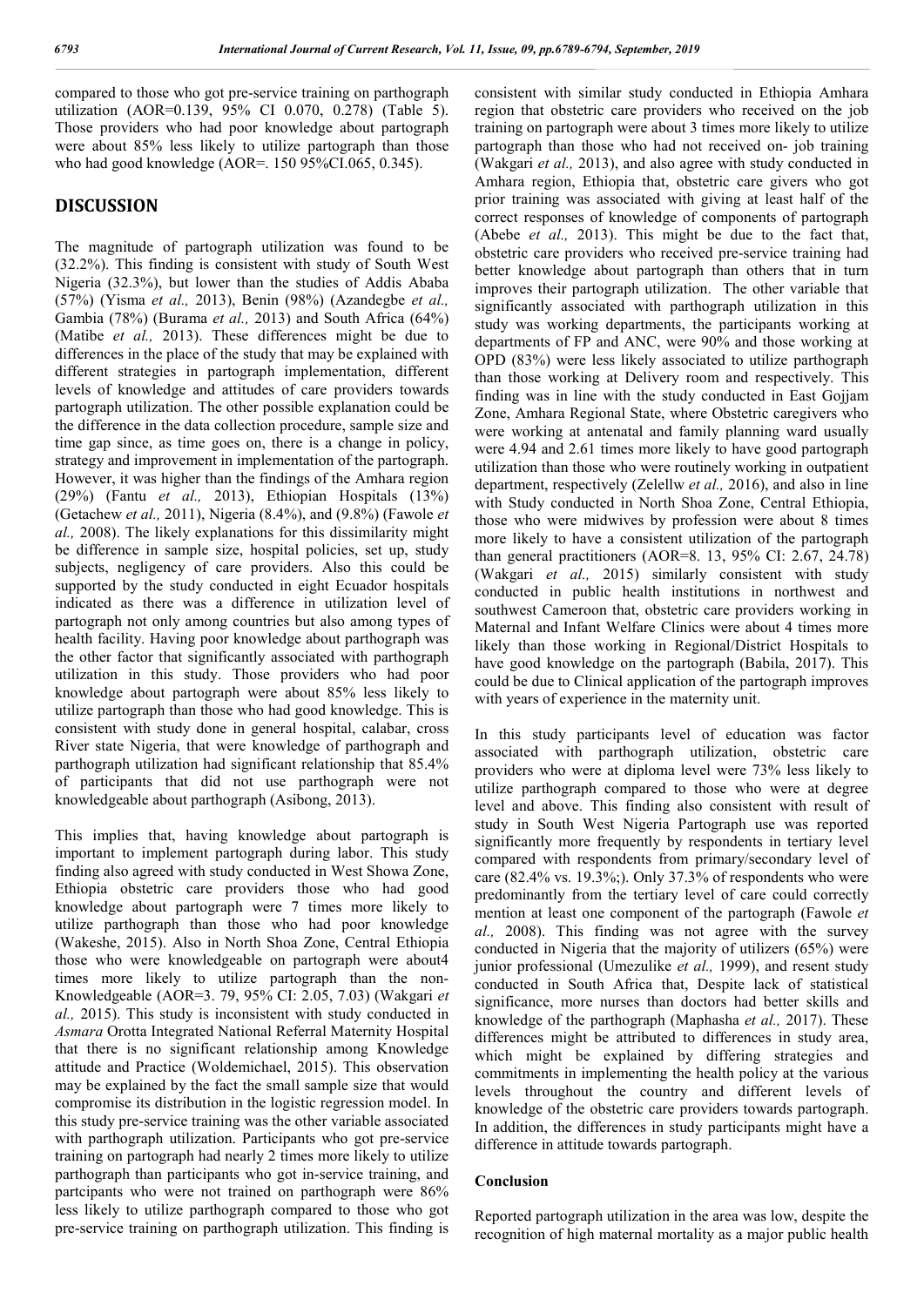compared to those who got pre-service training on parthograph utilization (AOR=0.139, 95% CI 0.070, 0.278) (Table 5). Those providers who had poor knowledge about partograph were about 85% less likely to utilize partograph than those who had good knowledge (AOR=. 150 95%CI.065, 0.345).

## DISCUSSION

The magnitude of partograph utilization was found to be (32.2%). This finding is consistent with study of South West Nigeria (32.3%), but lower than the studies of Addis Ababa (57%) (Yisma *et al.,* 2013), Benin (98%) (Azandegbe *et al.,* Gambia (78%) (Burama *et al.,* 2013) and South Africa (64%) (Matibe *et al.,* 2013). These differences might be due to differences in the place of the study that may be explained with different strategies in partograph implementation, different levels of knowledge and attitudes of care providers towards partograph utilization. The other possible explanation could be the difference in the data collection procedure, sample size and time gap since, as time goes on, there is a change in policy, strategy and improvement in implementation of the partograph. However, it was higher than the findings of the Amhara region (29%) (Fantu *et al.,* 2013), Ethiopian Hospitals (13%) (Getachew *et al.,* 2011), Nigeria (8.4%), and (9.8%) (Fawole *et al.,* 2008). The likely explanations for this dissimilarity might be difference in sample size, hospital policies, set up, study subjects, negligency of care providers. Also this could be supported by the study conducted in eight Ecuador hospitals indicated as there was a difference in utilization level of partograph not only among countries but also among types of health facility. Having poor knowledge about parthograph was the other factor that significantly associated with parthograph utilization in this study. Those providers who had poor knowledge about partograph were about 85% less likely to utilize partograph than those who had good knowledge. This is consistent with study done in general hospital, calabar, cross River state Nigeria, that were knowledge of parthograph and parthograph utilization had significant relationship that 85.4% of participants that did not use parthograph were not knowledgeable about parthograph (Asibong, 2013).

This implies that, having knowledge about partograph is important to implement partograph during labor. This study finding also agreed with study conducted in West Showa Zone, Ethiopia obstetric care providers those who had good knowledge about partograph were 7 times more likely to utilize parthograph than those who had poor knowledge (Wakeshe, 2015). Also in North Shoa Zone, Central Ethiopia those who were knowledgeable on partograph were about4 times more likely to utilize partograph than the non-Knowledgeable (AOR=3. 79, 95% CI: 2.05, 7.03) (Wakgari *et al.,* 2015). This study is inconsistent with study conducted in *Asmara* Orotta Integrated National Referral Maternity Hospital that there is no significant relationship among Knowledge attitude and Practice (Woldemichael, 2015). This observation may be explained by the fact the small sample size that would compromise its distribution in the logistic regression model. In this study pre-service training was the other variable associated with parthograph utilization. Participants who got pre-service training on partograph had nearly 2 times more likely to utilize parthograph than participants who got in-service training, and partcipants who were not trained on parthograph were 86% less likely to utilize parthograph compared to those who got pre-service training on parthograph utilization. This finding is consistent with similar study conducted in Ethiopia Amhara region that obstetric care providers who received on the job training on partograph were about 3 times more likely to utilize partograph than those who had not received on- job training (Wakgari *et al.,* 2013), and also agree with study conducted in Amhara region, Ethiopia that, obstetric care givers who got prior training was associated with giving at least half of the correct responses of knowledge of components of partograph (Abebe *et al.,* 2013). This might be due to the fact that, obstetric care providers who received pre-service training had better knowledge about partograph than others that in turn improves their partograph utilization. The other variable that significantly associated with parthograph utilization in this study was working departments, the participants working at departments of FP and ANC, were 90% and those working at OPD (83%) were less likely associated to utilize parthograph than those working at Delivery room and respectively. This finding was in line with the study conducted in East Gojjam Zone, Amhara Regional State, where Obstetric caregivers who were working at antenatal and family planning ward usually were 4.94 and 2.61 times more likely to have good partograph utilization than those who were routinely working in outpatient department, respectively (Zelellw *et al.,* 2016), and also in line with Study conducted in North Shoa Zone, Central Ethiopia, those who were midwives by profession were about 8 times more likely to have a consistent utilization of the partograph than general practitioners (AOR=8. 13, 95% CI: 2.67, 24.78) (Wakgari *et al.,* 2015) similarly consistent with study conducted in public health institutions in northwest and southwest Cameroon that, obstetric care providers working in Maternal and Infant Welfare Clinics were about 4 times more likely than those working in Regional/District Hospitals to have good knowledge on the partograph (Babila, 2017). This could be due to Clinical application of the partograph improves with years of experience in the maternity unit.

In this study participants level of education was factor associated with parthograph utilization, obstetric care providers who were at diploma level were 73% less likely to utilize parthograph compared to those who were at degree level and above. This finding also consistent with result of study in South West Nigeria Partograph use was reported significantly more frequently by respondents in tertiary level compared with respondents from primary/secondary level of care (82.4% vs. 19.3%;). Only 37.3% of respondents who were predominantly from the tertiary level of care could correctly mention at least one component of the partograph (Fawole *et al.,* 2008). This finding was not agree with the survey conducted in Nigeria that the majority of utilizers (65%) were junior professional (Umezulike *et al.,* 1999), and resent study conducted in South Africa that, Despite lack of statistical significance, more nurses than doctors had better skills and knowledge of the parthograph (Maphasha *et al.,* 2017). These differences might be attributed to differences in study area, which might be explained by differing strategies and commitments in implementing the health policy at the various levels throughout the country and different levels of knowledge of the obstetric care providers towards partograph. In addition, the differences in study participants might have a difference in attitude towards partograph.

### Conclusion

Reported partograph utilization in the area was low, despite the recognition of high maternal mortality as a major public health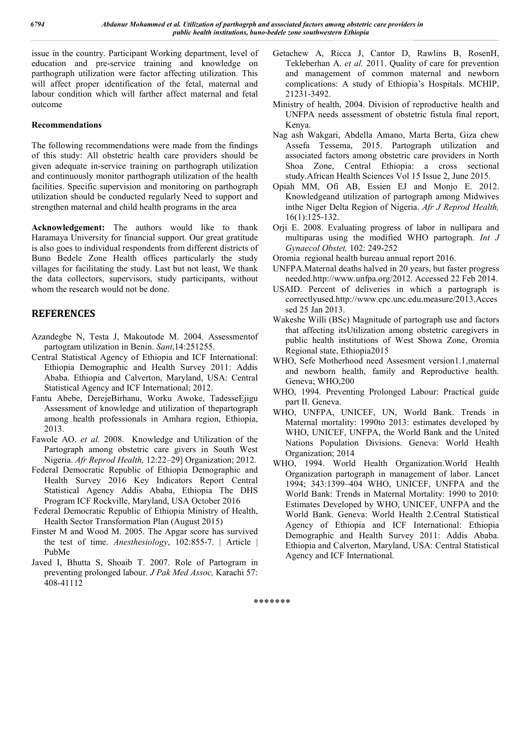issue in the country. Participant Working department, level of education and pre-service training and knowledge on parthograph utilization were factor affecting utilization. This will affect proper identification of the fetal, maternal and labour condition which will farther affect maternal and fetal outcome

### Recommendations

The following recommendations were made from the findings of this study: All obstetric health care providers should be given adequate in-service training on parthograph utilization and continuously monitor parthograph utilization of the health facilities. Specific supervision and monitoring on parthograph utilization should be conducted regularly Need to support and strengthen maternal and child health programs in the area

**Acknowledgement:** The authors would like to thank Haramaya University for financial support. Our great gratitude is also goes to individual respondents from different districts of Buno Bedele Zone Health offices particularly the study villages for facilitating the study. Last but not least, We thank the data collectors, supervisors, study participants, without whom the research would not be done.

## REFERENCES

Azandegbe N, Testa J, Makoutode M. 2004. Assessmentof partogram utilization in Benin. *Sant*,14:251255.

Central Statistical Agency of Ethiopia and ICF International: Ethiopia Demographic and Health Survey 2011: Addis Ababa. Ethiopia and Calverton, Maryland, USA: Central Statistical Agency and ICF International; 2012.

Fantu Abebe, DerejeBirhanu, Worku Awoke, TadesseEjigu Assessment of knowledge and utilization of thepartograph among health professionals in Amhara region, Ethiopia, 2013.

Fawole AO. *et al.* 2008. Knowledge and Utilization of the Partograph among obstetric care givers in South West Nigeria. *Afr Reprod Health,* 12:22–29] Organization; 2012.

Federal Democratic Republic of Ethiopia Demographic and Health Survey 2016 Key Indicators Report Central Statistical Agency Addis Ababa, Ethiopia The DHS Program ICF Rockville, Maryland, USA October 2016

Federal Democratic Republic of Ethiopia Ministry of Health, Health Sector Transformation Plan (August 2015)

Finster M and Wood M. 2005. The Apgar score has survived the test of time. *Anesthesiology*, 102:855-7. | Article | PubMe

Javed I, Bhutta S, Shoaib T. 2007. Role of Partogram in preventing prolonged labour. *J Pak Med Assoc,* Karachi 57: 408-41112

Getachew A, Ricca J, Cantor D, Rawlins B, RosenH, Tekleberhan A. *et al.* 2011. Quality of care for prevention and management of common maternal and newborn complications: A study of Ethiopia's Hospitals. MCHIP, 21231-3492.

Ministry of health, 2004. Division of reproductive health and UNFPA needs assessment of obstetric fistula final report, Kenya.

Nag ash Wakgari, Abdella Amano, Marta Berta, Giza chew Assefa Tessema, 2015. Partograph utilization and associated factors among obstetric care providers in North Shoa Zone, Central Ethiopia: a cross sectional study.African Health Sciences Vol 15 Issue 2, June 2015.

Opiah MM, Ofi AB, Essien EJ and Monjo E. 2012. Knowledgeand utilization of partograph among Midwives inthe Niger Delta Region of Nigeria. *Afr J Reprod Health,* 16(1):125-132.

Orji E. 2008. Evaluating progress of labor in nullipara and multiparas using the modified WHO partograph. *Int J Gynaecol Obstet,* 102: 249-252

Oromia regional health bureau annual report 2016.

UNFPA.Maternal deaths halved in 20 years, but faster progress needed.http://www.unfpa.org/2012. Accessed 22 Feb 2014.

USAID. Percent of deliveries in which a partograph is correctlyused.http://www.cpc.unc.edu.measure/2013.Accessed 25 Jan 2013.

Wakeshe Willi (BSc) Magnitude of partograph use and factors that affecting itsUtilization among obstetric caregivers in public health institutions of West Showa Zone, Oromia Regional state, Ethiopia2015

WHO, Sefe Motherhood need Assesment version1.1,maternal and newborn health, family and Reproductive health. Geneva; WHO,200

WHO, 1994. Preventing Prolonged Labour: Practical guide part II. Geneva.

WHO, UNFPA, UNICEF, UN, World Bank. Trends in Maternal mortality: 1990to 2013: estimates developed by WHO, UNICEF, UNFPA, the World Bank and the United Nations Population Divisions. Geneva: World Health Organization; 2014

WHO, 1994. World Health Organization.World Health Organization partograph in management of labor. Lancet 1994; 343:1399–404 WHO, UNICEF, UNFPA and the World Bank: Trends in Maternal Mortality: 1990 to 2010: Estimates Developed by WHO, UNICEF, UNFPA and the World Bank. Geneva: World Health 2.Central Statistical Agency of Ethiopia and ICF International: Ethiopia Demographic and Health Survey 2011: Addis Ababa. Ethiopia and Calverton, Maryland, USA: Central Statistical Agency and ICF International.

\*\*\*\*\*\*\*